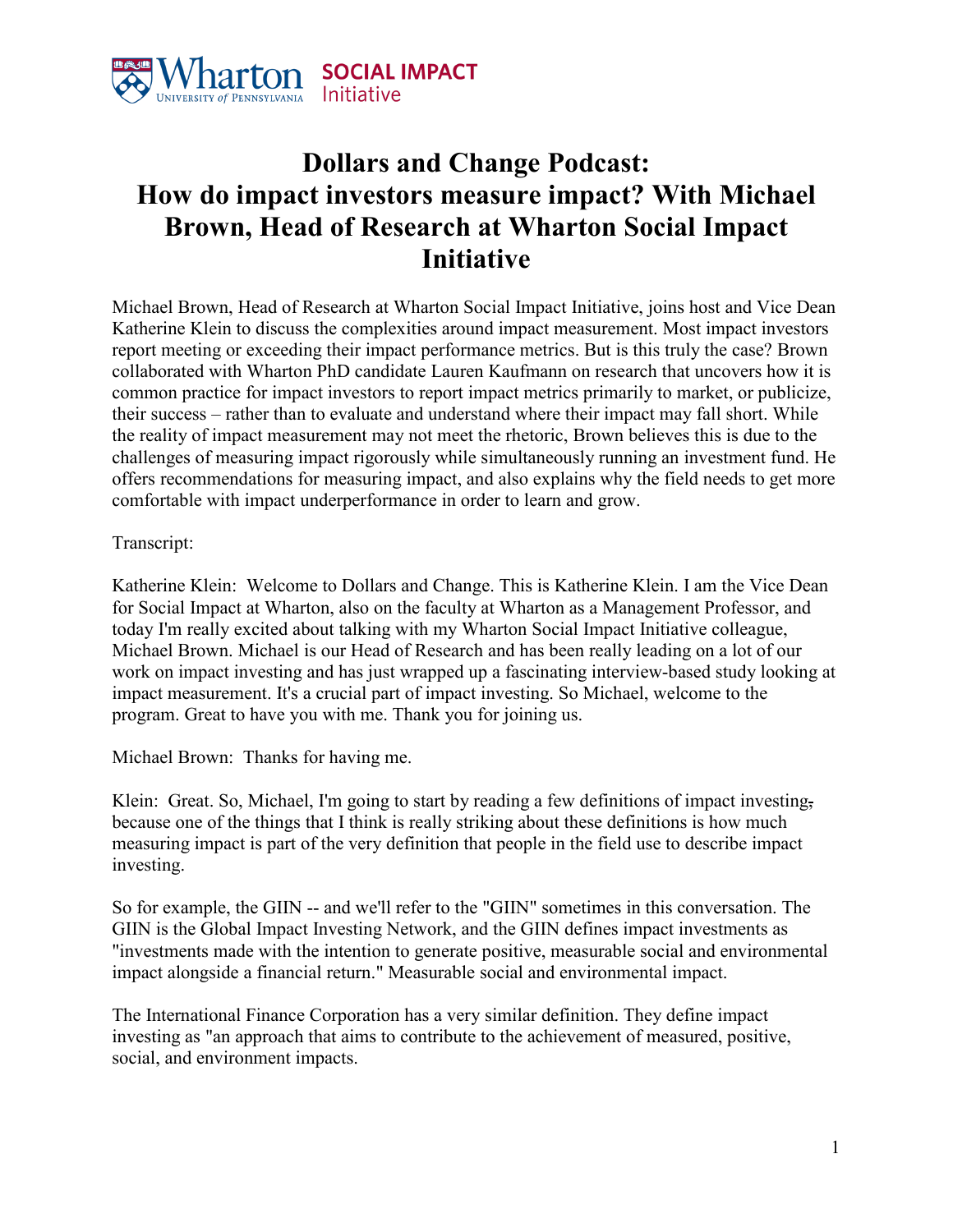# Dollars and Change Podcast: How do impact investors measure impact? With Michael Brown, Head of Research at Wharton Social Impact Initiative

Michael Brown, Head of Research at Wharton Social Impact Initiative, joins host and Vice Dean Katherine Klein to discuss the complexities around impact measurement. Most impact investors report meeting or exceeding their impact performance metrics. But is this truly the case? Brown collaborated with Wharton PhD candidate Lauren Kaufmann on research that uncovers how it is common practice for impact investors to report impact metrics primarily to market, or publicize, their success – rather than to evaluate and understand where their impact may fall short. While the reality of impact measurement may not meet the rhetoric, Brown believes this is due to the challenges of measuring impact rigorously while simultaneously running an investment fund. He offers recommendations for measuring impact, and also explains why the field needs to get more comfortable with impact underperformance in order to learn and grow.

Transcript:

Katherine Klein: Welcome to Dollars and Change. This is Katherine Klein. I am the Vice Dean for Social Impact at Wharton, also on the faculty at Wharton as a Management Professor, and today I'm really excited about talking with my Wharton Social Impact Initiative colleague, Michael Brown. Michael is our Head of Research and has been really leading on a lot of our work on impact investing and has just wrapped up a fascinating interview-based study looking at impact measurement. It's a crucial part of impact investing. So Michael, welcome to the program. Great to have you with me. Thank you for joining us.

Michael Brown: Thanks for having me.

Klein: Great. So, Michael, I'm going to start by reading a few definitions of impact investing, because one of the things that I think is really striking about these definitions is how much measuring impact is part of the very definition that people in the field use to describe impact investing.

So for example, the GIIN -- and we'll refer to the "GIIN" sometimes in this conversation. The GIIN is the Global Impact Investing Network, and the GIIN defines impact investments as "investments made with the intention to generate positive, measurable social and environmental impact alongside a financial return." Measurable social and environmental impact.

The International Finance Corporation has a very similar definition. They define impact investing as "an approach that aims to contribute to the achievement of measured, positive, social, and environment impacts.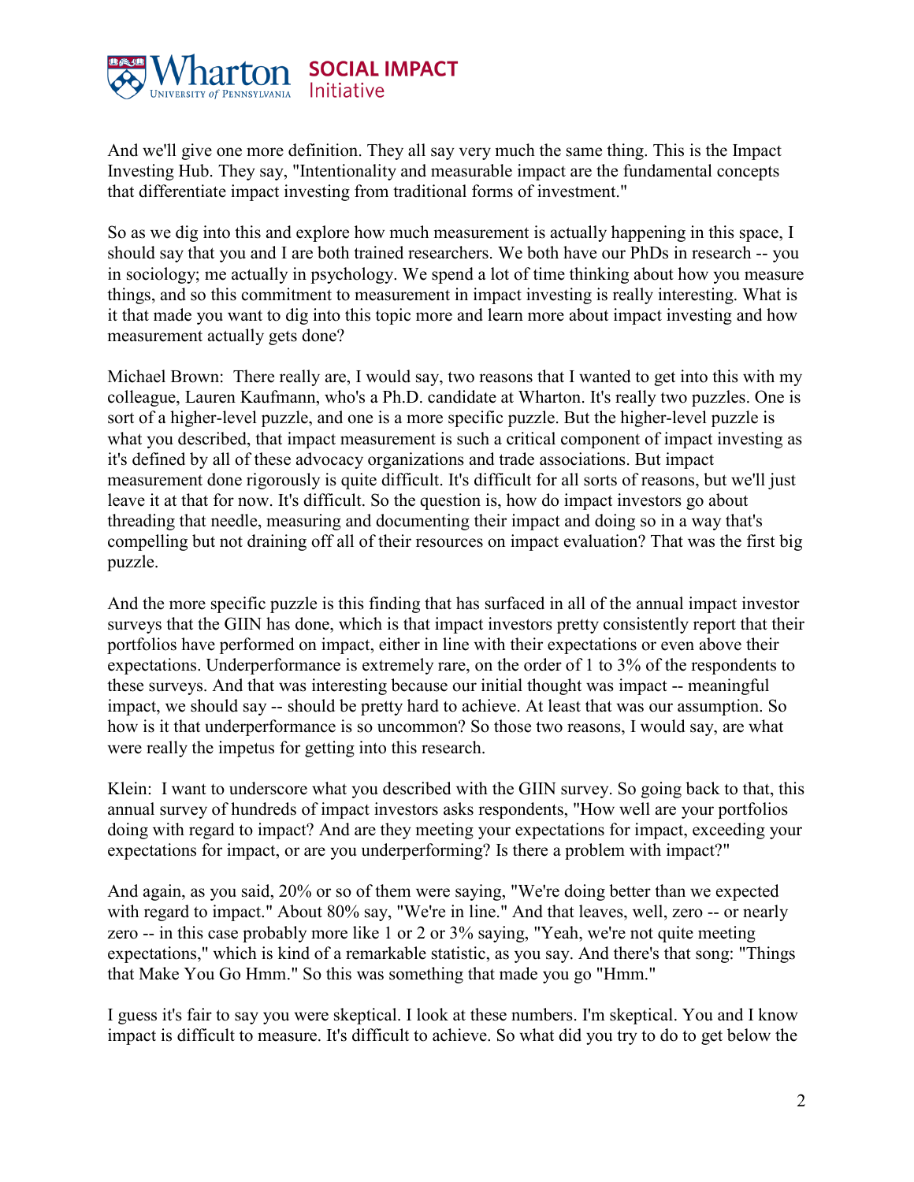And we'll give one more definition. They all say very much the same thing. This is the Impact Investing Hub. They say, "Intentionality and measurable impact are the fundamental concepts that differentiate impact investing from traditional forms of investment."

So as we dig into this and explore how much measurement is actually happening in this space, I should say that you and I are both trained researchers. We both have our PhDs in research -- you in sociology; me actually in psychology. We spend a lot of time thinking about how you measure things, and so this commitment to measurement in impact investing is really interesting. What is it that made you want to dig into this topic more and learn more about impact investing and how measurement actually gets done?

Michael Brown: There really are, I would say, two reasons that I wanted to get into this with my colleague, Lauren Kaufmann, who's a Ph.D. candidate at Wharton. It's really two puzzles. One is sort of a higher-level puzzle, and one is a more specific puzzle. But the higher-level puzzle is what you described, that impact measurement is such a critical component of impact investing as it's defined by all of these advocacy organizations and trade associations. But impact measurement done rigorously is quite difficult. It's difficult for all sorts of reasons, but we'll just leave it at that for now. It's difficult. So the question is, how do impact investors go about threading that needle, measuring and documenting their impact and doing so in a way that's compelling but not draining off all of their resources on impact evaluation? That was the first big puzzle.

And the more specific puzzle is this finding that has surfaced in all of the annual impact investor surveys that the GIIN has done, which is that impact investors pretty consistently report that their portfolios have performed on impact, either in line with their expectations or even above their expectations. Underperformance is extremely rare, on the order of 1 to 3% of the respondents to these surveys. And that was interesting because our initial thought was impact -- meaningful impact, we should say -- should be pretty hard to achieve. At least that was our assumption. So how is it that underperformance is so uncommon? So those two reasons, I would say, are what were really the impetus for getting into this research.

Klein: I want to underscore what you described with the GIIN survey. So going back to that, this annual survey of hundreds of impact investors asks respondents, "How well are your portfolios doing with regard to impact? And are they meeting your expectations for impact, exceeding your expectations for impact, or are you underperforming? Is there a problem with impact?"

And again, as you said, 20% or so of them were saying, "We're doing better than we expected with regard to impact." About 80% say, "We're in line." And that leaves, well, zero -- or nearly zero -- in this case probably more like 1 or 2 or 3% saying, "Yeah, we're not quite meeting expectations," which is kind of a remarkable statistic, as you say. And there's that song: "Things that Make You Go Hmm." So this was something that made you go "Hmm."

I guess it's fair to say you were skeptical. I look at these numbers. I'm skeptical. You and I know impact is difficult to measure. It's difficult to achieve. So what did you try to do to get below the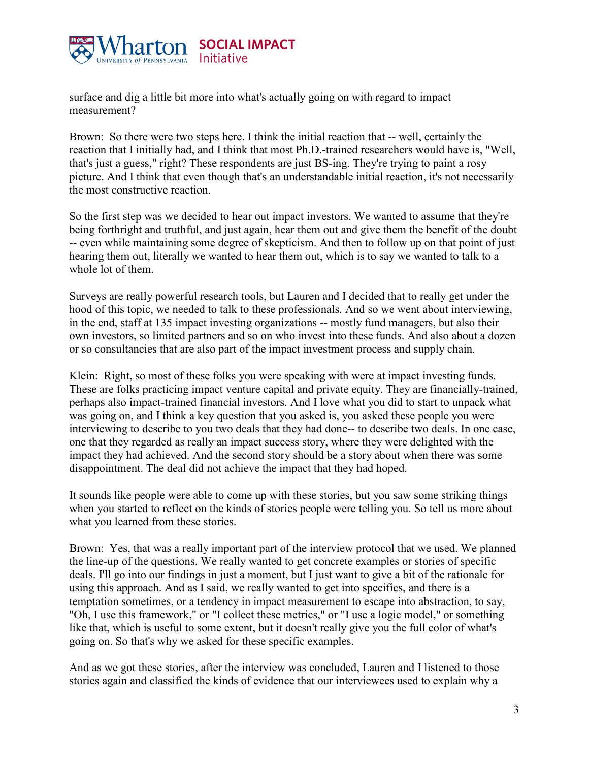surface and dig a little bit more into what's actually going on with regard to impact measurement?

Brown: So there were two steps here. I think the initial reaction that -- well, certainly the reaction that I initially had, and I think that most Ph.D.-trained researchers would have is, "Well, that's just a guess," right? These respondents are just BS-ing. They're trying to paint a rosy picture. And I think that even though that's an understandable initial reaction, it's not necessarily the most constructive reaction.

So the first step was we decided to hear out impact investors. We wanted to assume that they're being forthright and truthful, and just again, hear them out and give them the benefit of the doubt -- even while maintaining some degree of skepticism. And then to follow up on that point of just hearing them out, literally we wanted to hear them out, which is to say we wanted to talk to a whole lot of them.

Surveys are really powerful research tools, but Lauren and I decided that to really get under the hood of this topic, we needed to talk to these professionals. And so we went about interviewing, in the end, staff at 135 impact investing organizations -- mostly fund managers, but also their own investors, so limited partners and so on who invest into these funds. And also about a dozen or so consultancies that are also part of the impact investment process and supply chain.

Klein: Right, so most of these folks you were speaking with were at impact investing funds. These are folks practicing impact venture capital and private equity. They are financially-trained, perhaps also impact-trained financial investors. And I love what you did to start to unpack what was going on, and I think a key question that you asked is, you asked these people you were interviewing to describe to you two deals that they had done-- to describe two deals. In one case, one that they regarded as really an impact success story, where they were delighted with the impact they had achieved. And the second story should be a story about when there was some disappointment. The deal did not achieve the impact that they had hoped.

It sounds like people were able to come up with these stories, but you saw some striking things when you started to reflect on the kinds of stories people were telling you. So tell us more about what you learned from these stories.

Brown: Yes, that was a really important part of the interview protocol that we used. We planned the line-up of the questions. We really wanted to get concrete examples or stories of specific deals. I'll go into our findings in just a moment, but I just want to give a bit of the rationale for using this approach. And as I said, we really wanted to get into specifics, and there is a temptation sometimes, or a tendency in impact measurement to escape into abstraction, to say, "Oh, I use this framework," or "I collect these metrics," or "I use a logic model," or something like that, which is useful to some extent, but it doesn't really give you the full color of what's going on. So that's why we asked for these specific examples.

And as we got these stories, after the interview was concluded, Lauren and I listened to those stories again and classified the kinds of evidence that our interviewees used to explain why a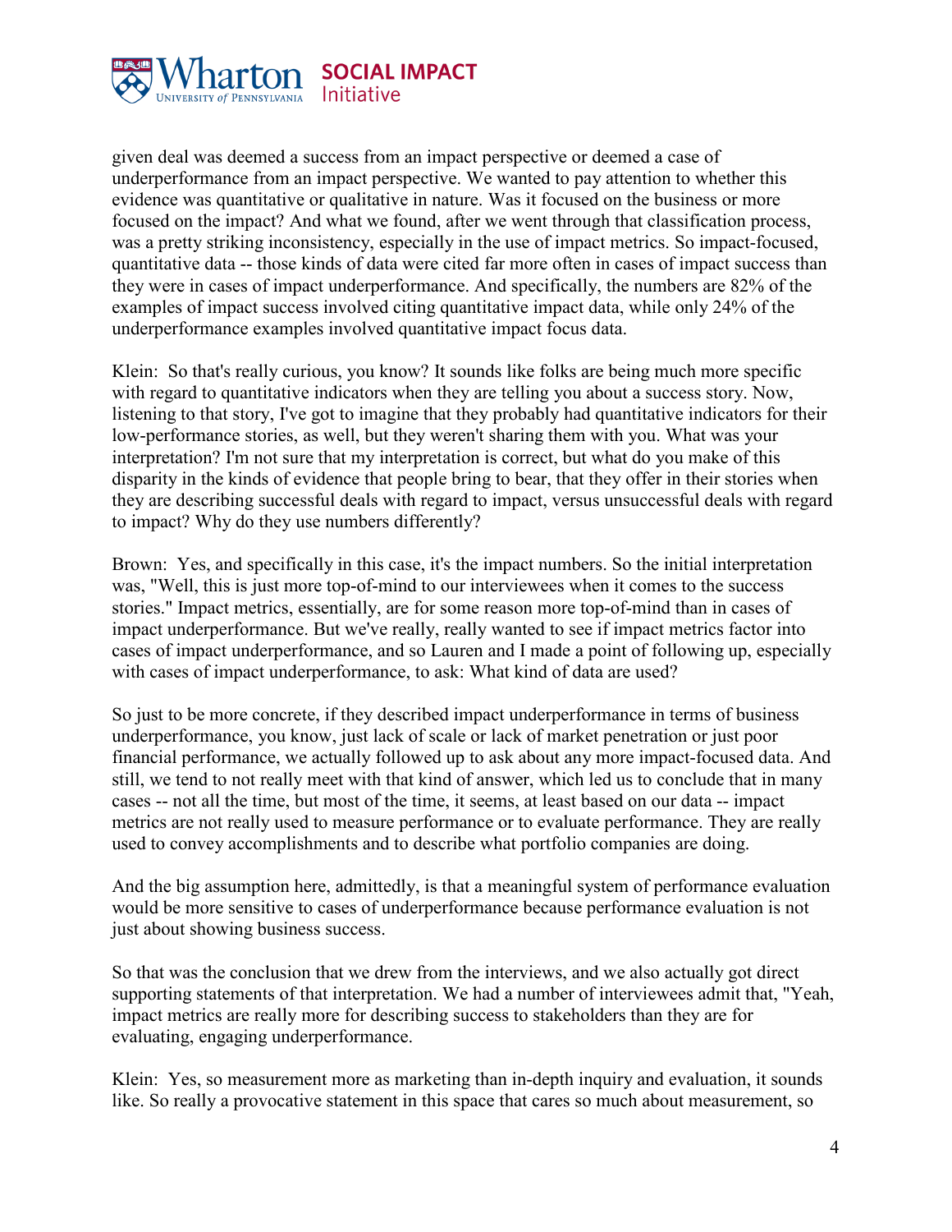given deal was deemed a success from an impact perspective or deemed a case of underperformance from an impact perspective. We wanted to pay attention to whether this evidence was quantitative or qualitative in nature. Was it focused on the business or more focused on the impact? And what we found, after we went through that classification process, was a pretty striking inconsistency, especially in the use of impact metrics. So impact-focused, quantitative data -- those kinds of data were cited far more often in cases of impact success than they were in cases of impact underperformance. And specifically, the numbers are 82% of the examples of impact success involved citing quantitative impact data, while only 24% of the underperformance examples involved quantitative impact focus data.

Klein: So that's really curious, you know? It sounds like folks are being much more specific with regard to quantitative indicators when they are telling you about a success story. Now, listening to that story, I've got to imagine that they probably had quantitative indicators for their low-performance stories, as well, but they weren't sharing them with you. What was your interpretation? I'm not sure that my interpretation is correct, but what do you make of this disparity in the kinds of evidence that people bring to bear, that they offer in their stories when they are describing successful deals with regard to impact, versus unsuccessful deals with regard to impact? Why do they use numbers differently?

Brown: Yes, and specifically in this case, it's the impact numbers. So the initial interpretation was, "Well, this is just more top-of-mind to our interviewees when it comes to the success stories." Impact metrics, essentially, are for some reason more top-of-mind than in cases of impact underperformance. But we've really, really wanted to see if impact metrics factor into cases of impact underperformance, and so Lauren and I made a point of following up, especially with cases of impact underperformance, to ask: What kind of data are used?

So just to be more concrete, if they described impact underperformance in terms of business underperformance, you know, just lack of scale or lack of market penetration or just poor financial performance, we actually followed up to ask about any more impact-focused data. And still, we tend to not really meet with that kind of answer, which led us to conclude that in many cases -- not all the time, but most of the time, it seems, at least based on our data -- impact metrics are not really used to measure performance or to evaluate performance. They are really used to convey accomplishments and to describe what portfolio companies are doing.

And the big assumption here, admittedly, is that a meaningful system of performance evaluation would be more sensitive to cases of underperformance because performance evaluation is not just about showing business success.

So that was the conclusion that we drew from the interviews, and we also actually got direct supporting statements of that interpretation. We had a number of interviewees admit that, "Yeah, impact metrics are really more for describing success to stakeholders than they are for evaluating, engaging underperformance.

Klein: Yes, so measurement more as marketing than in-depth inquiry and evaluation, it sounds like. So really a provocative statement in this space that cares so much about measurement, so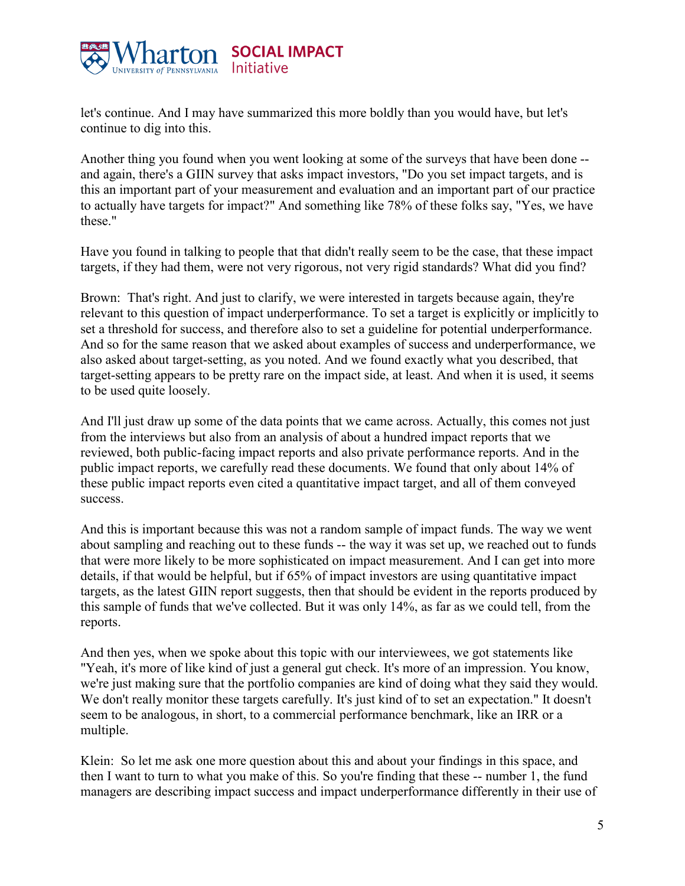let's continue. And I may have summarized this more boldly than you would have, but let's continue to dig into this.

Another thing you found when you went looking at some of the surveys that have been done -- and again, there's a GIIN survey that asks impact investors, "Do you set impact targets, and is this an important part of your measurement and evaluation and an important part of our practice to actually have targets for impact?" And something like 78% of these folks say, "Yes, we have these."

Have you found in talking to people that that didn't really seem to be the case, that these impact targets, if they had them, were not very rigorous, not very rigid standards? What did you find?

Brown: That's right. And just to clarify, we were interested in targets because again, they're relevant to this question of impact underperformance. To set a target is explicitly or implicitly to set a threshold for success, and therefore also to set a guideline for potential underperformance. And so for the same reason that we asked about examples of success and underperformance, we also asked about target-setting, as you noted. And we found exactly what you described, that target-setting appears to be pretty rare on the impact side, at least. And when it is used, it seems to be used quite loosely.

And I'll just draw up some of the data points that we came across. Actually, this comes not just from the interviews but also from an analysis of about a hundred impact reports that we reviewed, both public-facing impact reports and also private performance reports. And in the public impact reports, we carefully read these documents. We found that only about 14% of these public impact reports even cited a quantitative impact target, and all of them conveyed success.

And this is important because this was not a random sample of impact funds. The way we went about sampling and reaching out to these funds -- the way it was set up, we reached out to funds that were more likely to be more sophisticated on impact measurement. And I can get into more details, if that would be helpful, but if 65% of impact investors are using quantitative impact targets, as the latest GIIN report suggests, then that should be evident in the reports produced by this sample of funds that we've collected. But it was only 14%, as far as we could tell, from the reports.

And then yes, when we spoke about this topic with our interviewees, we got statements like "Yeah, it's more of like kind of just a general gut check. It's more of an impression. You know, we're just making sure that the portfolio companies are kind of doing what they said they would. We don't really monitor these targets carefully. It's just kind of to set an expectation." It doesn't seem to be analogous, in short, to a commercial performance benchmark, like an IRR or a multiple.

Klein: So let me ask one more question about this and about your findings in this space, and then I want to turn to what you make of this. So you're finding that these -- number 1, the fund managers are describing impact success and impact underperformance differently in their use of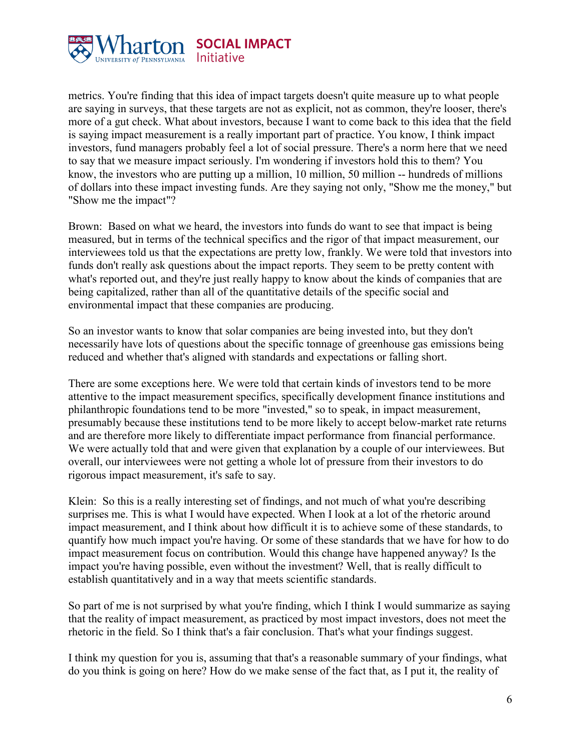metrics. You're finding that this idea of impact targets doesn't quite measure up to what people are saying in surveys, that these targets are not as explicit, not as common, they're looser, there's more of a gut check. What about investors, because I want to come back to this idea that the field is saying impact measurement is a really important part of practice. You know, I think impact investors, fund managers probably feel a lot of social pressure. There's a norm here that we need to say that we measure impact seriously. I'm wondering if investors hold this to them? You know, the investors who are putting up a million, 10 million, 50 million -- hundreds of millions of dollars into these impact investing funds. Are they saying not only, "Show me the money," but "Show me the impact"?

Brown: Based on what we heard, the investors into funds do want to see that impact is being measured, but in terms of the technical specifics and the rigor of that impact measurement, our interviewees told us that the expectations are pretty low, frankly. We were told that investors into funds don't really ask questions about the impact reports. They seem to be pretty content with what's reported out, and they're just really happy to know about the kinds of companies that are being capitalized, rather than all of the quantitative details of the specific social and environmental impact that these companies are producing.

So an investor wants to know that solar companies are being invested into, but they don't necessarily have lots of questions about the specific tonnage of greenhouse gas emissions being reduced and whether that's aligned with standards and expectations or falling short.

There are some exceptions here. We were told that certain kinds of investors tend to be more attentive to the impact measurement specifics, specifically development finance institutions and philanthropic foundations tend to be more "invested," so to speak, in impact measurement, presumably because these institutions tend to be more likely to accept below-market rate returns and are therefore more likely to differentiate impact performance from financial performance. We were actually told that and were given that explanation by a couple of our interviewees. But overall, our interviewees were not getting a whole lot of pressure from their investors to do rigorous impact measurement, it's safe to say.

Klein: So this is a really interesting set of findings, and not much of what you're describing surprises me. This is what I would have expected. When I look at a lot of the rhetoric around impact measurement, and I think about how difficult it is to achieve some of these standards, to quantify how much impact you're having. Or some of these standards that we have for how to do impact measurement focus on contribution. Would this change have happened anyway? Is the impact you're having possible, even without the investment? Well, that is really difficult to establish quantitatively and in a way that meets scientific standards.

So part of me is not surprised by what you're finding, which I think I would summarize as saying that the reality of impact measurement, as practiced by most impact investors, does not meet the rhetoric in the field. So I think that's a fair conclusion. That's what your findings suggest.

I think my question for you is, assuming that that's a reasonable summary of your findings, what do you think is going on here? How do we make sense of the fact that, as I put it, the reality of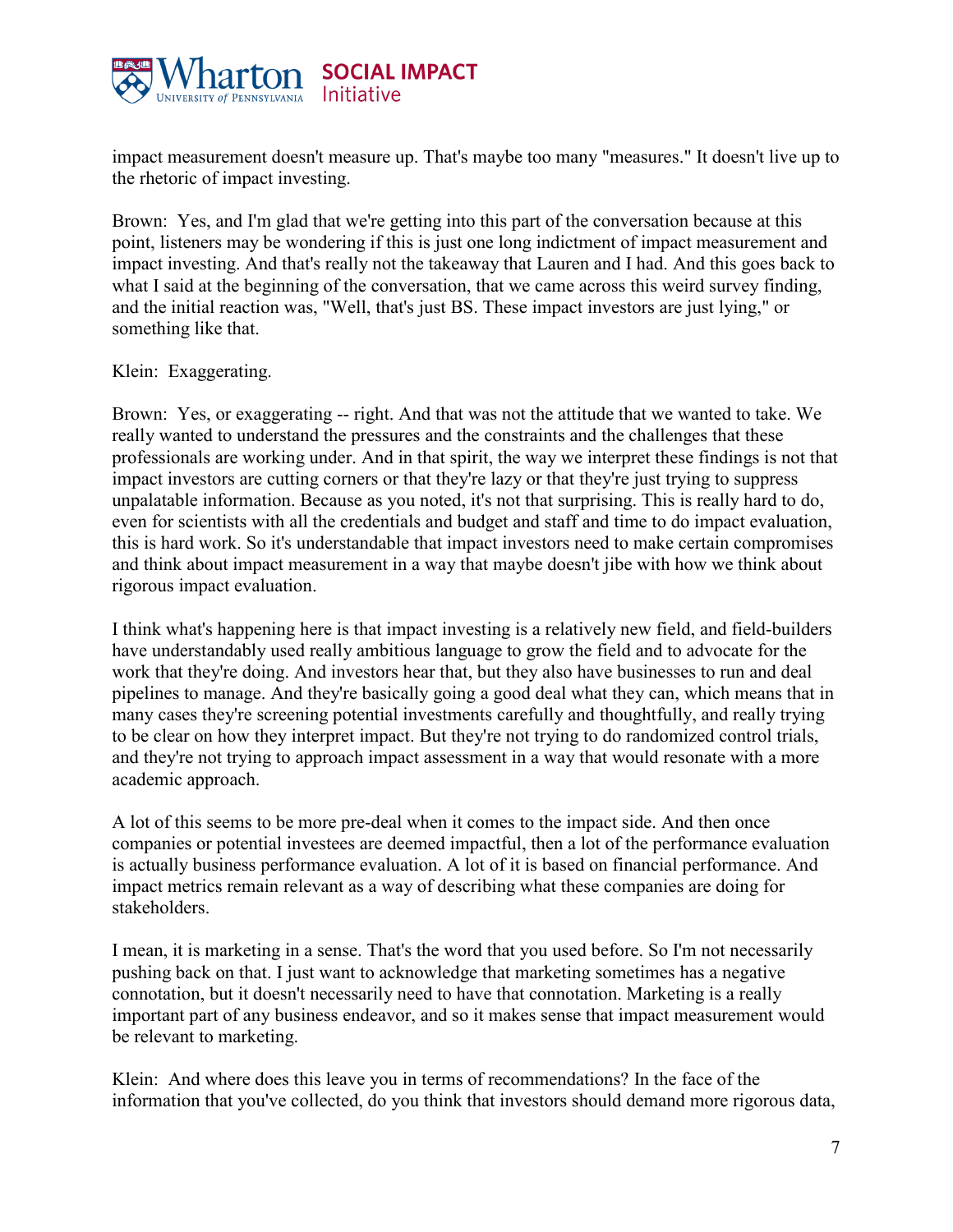impact measurement doesn't measure up. That's maybe too many "measures." It doesn't live up to the rhetoric of impact investing.

Brown: Yes, and I'm glad that we're getting into this part of the conversation because at this point, listeners may be wondering if this is just one long indictment of impact measurement and impact investing. And that's really not the takeaway that Lauren and I had. And this goes back to what I said at the beginning of the conversation, that we came across this weird survey finding, and the initial reaction was, "Well, that's just BS. These impact investors are just lying," or something like that.

Klein: Exaggerating.

Brown: Yes, or exaggerating -- right. And that was not the attitude that we wanted to take. We really wanted to understand the pressures and the constraints and the challenges that these professionals are working under. And in that spirit, the way we interpret these findings is not that impact investors are cutting corners or that they're lazy or that they're just trying to suppress unpalatable information. Because as you noted, it's not that surprising. This is really hard to do, even for scientists with all the credentials and budget and staff and time to do impact evaluation, this is hard work. So it's understandable that impact investors need to make certain compromises and think about impact measurement in a way that maybe doesn't jibe with how we think about rigorous impact evaluation.

I think what's happening here is that impact investing is a relatively new field, and field-builders have understandably used really ambitious language to grow the field and to advocate for the work that they're doing. And investors hear that, but they also have businesses to run and deal pipelines to manage. And they're basically going a good deal what they can, which means that in many cases they're screening potential investments carefully and thoughtfully, and really trying to be clear on how they interpret impact. But they're not trying to do randomized control trials, and they're not trying to approach impact assessment in a way that would resonate with a more academic approach.

A lot of this seems to be more pre-deal when it comes to the impact side. And then once companies or potential investees are deemed impactful, then a lot of the performance evaluation is actually business performance evaluation. A lot of it is based on financial performance. And impact metrics remain relevant as a way of describing what these companies are doing for stakeholders.

I mean, it is marketing in a sense. That's the word that you used before. So I'm not necessarily pushing back on that. I just want to acknowledge that marketing sometimes has a negative connotation, but it doesn't necessarily need to have that connotation. Marketing is a really important part of any business endeavor, and so it makes sense that impact measurement would be relevant to marketing.

Klein: And where does this leave you in terms of recommendations? In the face of the information that you've collected, do you think that investors should demand more rigorous data,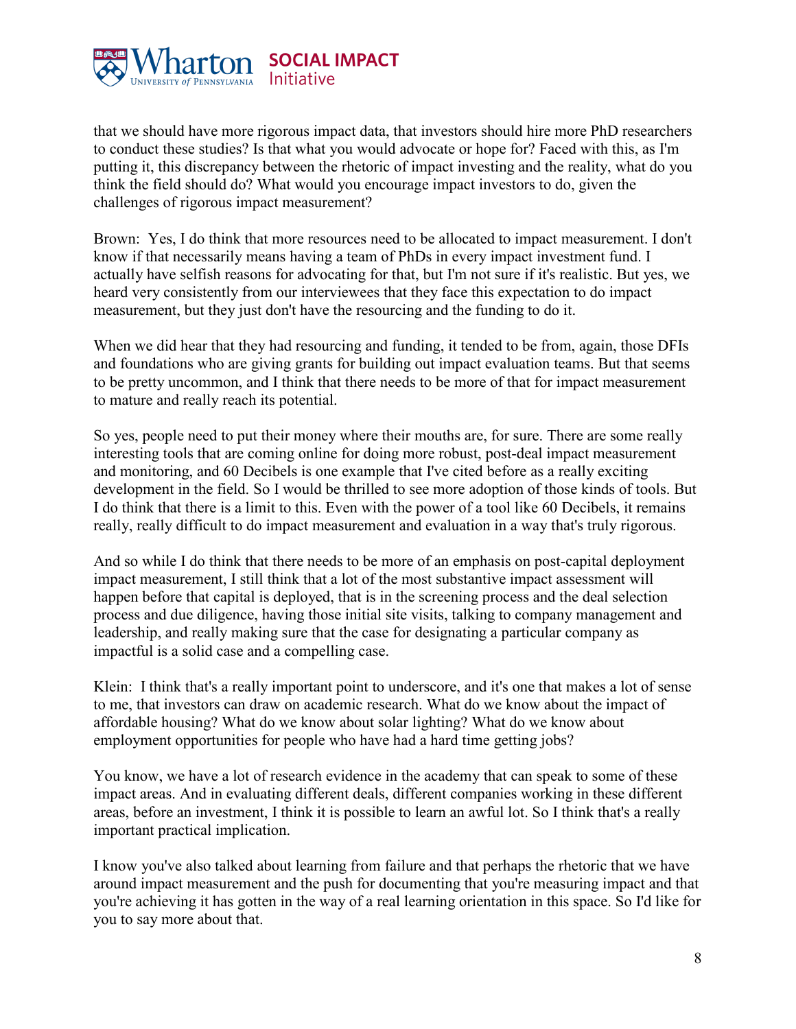that we should have more rigorous impact data, that investors should hire more PhD researchers to conduct these studies? Is that what you would advocate or hope for? Faced with this, as I'm putting it, this discrepancy between the rhetoric of impact investing and the reality, what do you think the field should do? What would you encourage impact investors to do, given the challenges of rigorous impact measurement?

Brown: Yes, I do think that more resources need to be allocated to impact measurement. I don't know if that necessarily means having a team of PhDs in every impact investment fund. I actually have selfish reasons for advocating for that, but I'm not sure if it's realistic. But yes, we heard very consistently from our interviewees that they face this expectation to do impact measurement, but they just don't have the resourcing and the funding to do it.

When we did hear that they had resourcing and funding, it tended to be from, again, those DFIs and foundations who are giving grants for building out impact evaluation teams. But that seems to be pretty uncommon, and I think that there needs to be more of that for impact measurement to mature and really reach its potential.

So yes, people need to put their money where their mouths are, for sure. There are some really interesting tools that are coming online for doing more robust, post-deal impact measurement and monitoring, and 60 Decibels is one example that I've cited before as a really exciting development in the field. So I would be thrilled to see more adoption of those kinds of tools. But I do think that there is a limit to this. Even with the power of a tool like 60 Decibels, it remains really, really difficult to do impact measurement and evaluation in a way that's truly rigorous.

And so while I do think that there needs to be more of an emphasis on post-capital deployment impact measurement, I still think that a lot of the most substantive impact assessment will happen before that capital is deployed, that is in the screening process and the deal selection process and due diligence, having those initial site visits, talking to company management and leadership, and really making sure that the case for designating a particular company as impactful is a solid case and a compelling case.

Klein: I think that's a really important point to underscore, and it's one that makes a lot of sense to me, that investors can draw on academic research. What do we know about the impact of affordable housing? What do we know about solar lighting? What do we know about employment opportunities for people who have had a hard time getting jobs?

You know, we have a lot of research evidence in the academy that can speak to some of these impact areas. And in evaluating different deals, different companies working in these different areas, before an investment, I think it is possible to learn an awful lot. So I think that's a really important practical implication.

I know you've also talked about learning from failure and that perhaps the rhetoric that we have around impact measurement and the push for documenting that you're measuring impact and that you're achieving it has gotten in the way of a real learning orientation in this space. So I'd like for you to say more about that.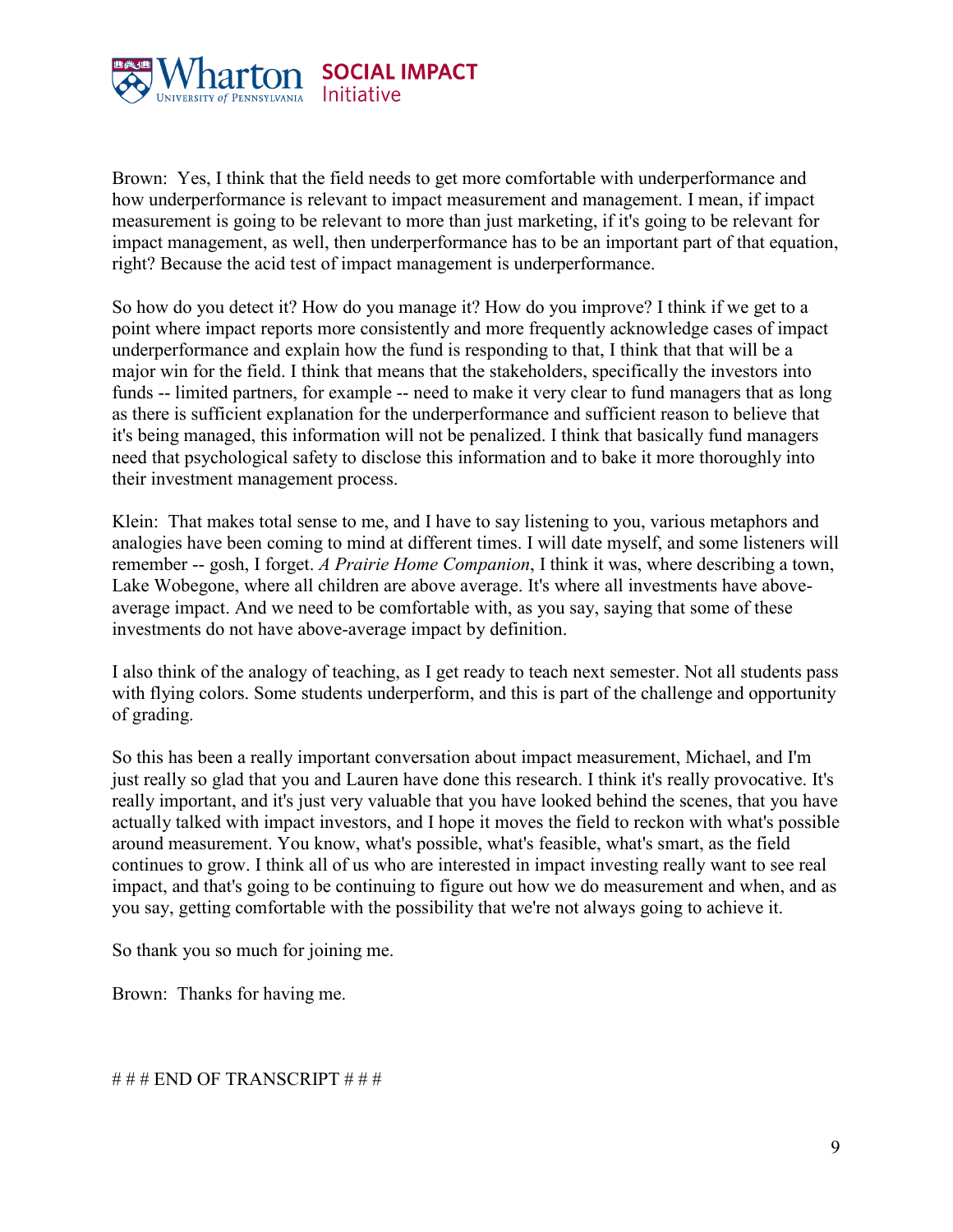Brown: Yes, I think that the field needs to get more comfortable with underperformance and how underperformance is relevant to impact measurement and management. I mean, if impact measurement is going to be relevant to more than just marketing, if it's going to be relevant for impact management, as well, then underperformance has to be an important part of that equation, right? Because the acid test of impact management is underperformance.

So how do you detect it? How do you manage it? How do you improve? I think if we get to a point where impact reports more consistently and more frequently acknowledge cases of impact underperformance and explain how the fund is responding to that, I think that that will be a major win for the field. I think that means that the stakeholders, specifically the investors into funds -- limited partners, for example -- need to make it very clear to fund managers that as long as there is sufficient explanation for the underperformance and sufficient reason to believe that it's being managed, this information will not be penalized. I think that basically fund managers need that psychological safety to disclose this information and to bake it more thoroughly into their investment management process.

Klein: That makes total sense to me, and I have to say listening to you, various metaphors and analogies have been coming to mind at different times. I will date myself, and some listeners will remember -- gosh, I forget. *A Prairie Home Companion*, I think it was, where describing a town, Lake Wobegone, where all children are above average. It's where all investments have above-average impact. And we need to be comfortable with, as you say, saying that some of these investments do not have above-average impact by definition.

I also think of the analogy of teaching, as I get ready to teach next semester. Not all students pass with flying colors. Some students underperform, and this is part of the challenge and opportunity of grading.

So this has been a really important conversation about impact measurement, Michael, and I'm just really so glad that you and Lauren have done this research. I think it's really provocative. It's really important, and it's just very valuable that you have looked behind the scenes, that you have actually talked with impact investors, and I hope it moves the field to reckon with what's possible around measurement. You know, what's possible, what's feasible, what's smart, as the field continues to grow. I think all of us who are interested in impact investing really want to see real impact, and that's going to be continuing to figure out how we do measurement and when, and as you say, getting comfortable with the possibility that we're not always going to achieve it.

So thank you so much for joining me.

Brown: Thanks for having me.

# # # END OF TRANSCRIPT # # #